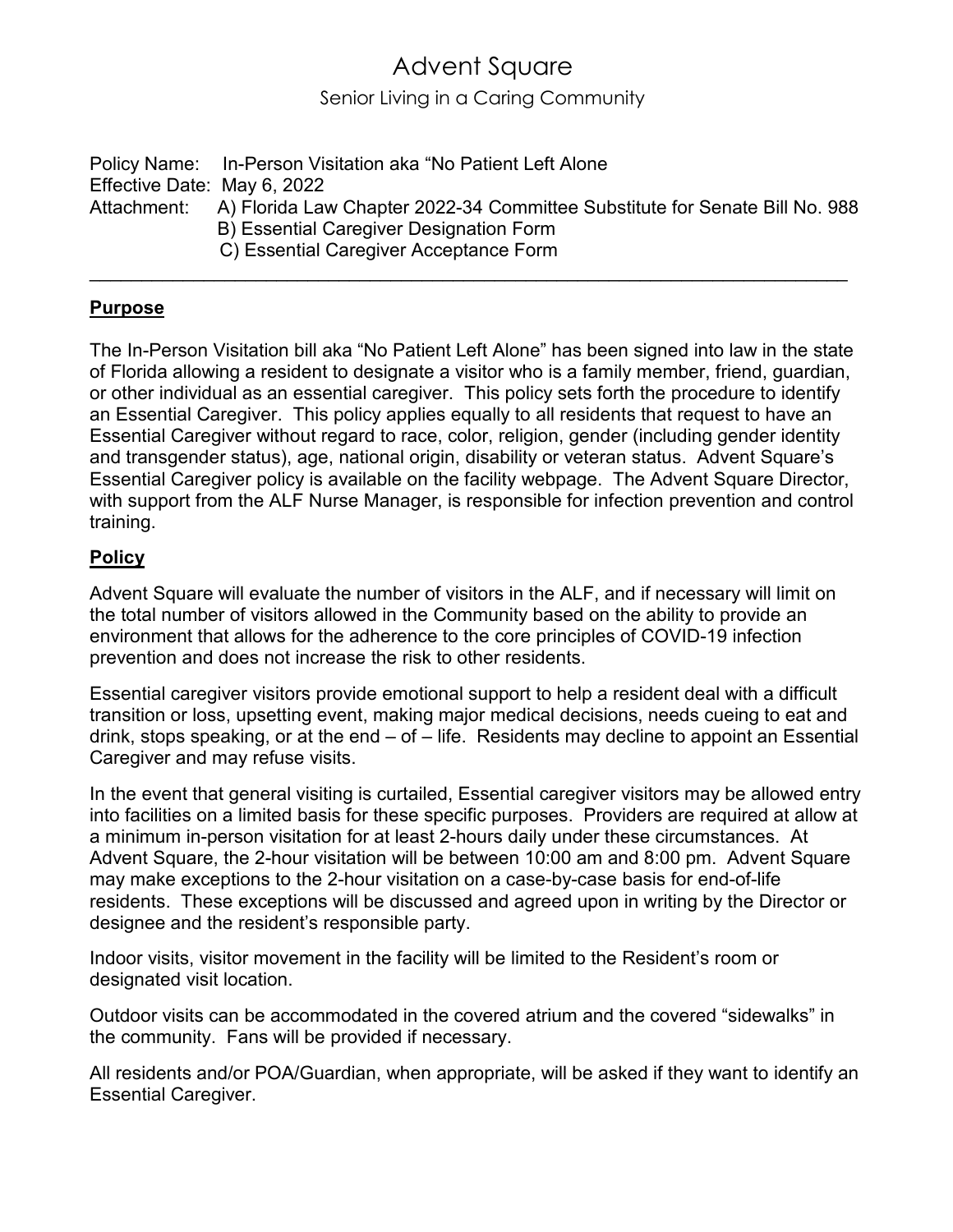# Advent Square

Senior Living in a Caring Community

Policy Name: In-Person Visitation aka "No Patient Left Alone

Effective Date: May 6, 2022

Attachment: A) Florida Law Chapter 2022-34 Committee Substitute for Senate Bill No. 988
B) Essential Caregiver Designation Form
C) Essential Caregiver Acceptance Form

---

## Purpose

The In-Person Visitation bill aka "No Patient Left Alone" has been signed into law in the state of Florida allowing a resident to designate a visitor who is a family member, friend, guardian, or other individual as an essential caregiver. This policy sets forth the procedure to identify an Essential Caregiver. This policy applies equally to all residents that request to have an Essential Caregiver without regard to race, color, religion, gender (including gender identity and transgender status), age, national origin, disability or veteran status. Advent Square's Essential Caregiver policy is available on the facility webpage. The Advent Square Director, with support from the ALF Nurse Manager, is responsible for infection prevention and control training.

## Policy

Advent Square will evaluate the number of visitors in the ALF, and if necessary will limit on the total number of visitors allowed in the Community based on the ability to provide an environment that allows for the adherence to the core principles of COVID-19 infection prevention and does not increase the risk to other residents.

Essential caregiver visitors provide emotional support to help a resident deal with a difficult transition or loss, upsetting event, making major medical decisions, needs cueing to eat and drink, stops speaking, or at the end – of – life. Residents may decline to appoint an Essential Caregiver and may refuse visits.

In the event that general visiting is curtailed, Essential caregiver visitors may be allowed entry into facilities on a limited basis for these specific purposes. Providers are required at allow at a minimum in-person visitation for at least 2-hours daily under these circumstances. At Advent Square, the 2-hour visitation will be between 10:00 am and 8:00 pm. Advent Square may make exceptions to the 2-hour visitation on a case-by-case basis for end-of-life residents. These exceptions will be discussed and agreed upon in writing by the Director or designee and the resident's responsible party.

Indoor visits, visitor movement in the facility will be limited to the Resident's room or designated visit location.

Outdoor visits can be accommodated in the covered atrium and the covered "sidewalks" in the community. Fans will be provided if necessary.

All residents and/or POA/Guardian, when appropriate, will be asked if they want to identify an Essential Caregiver.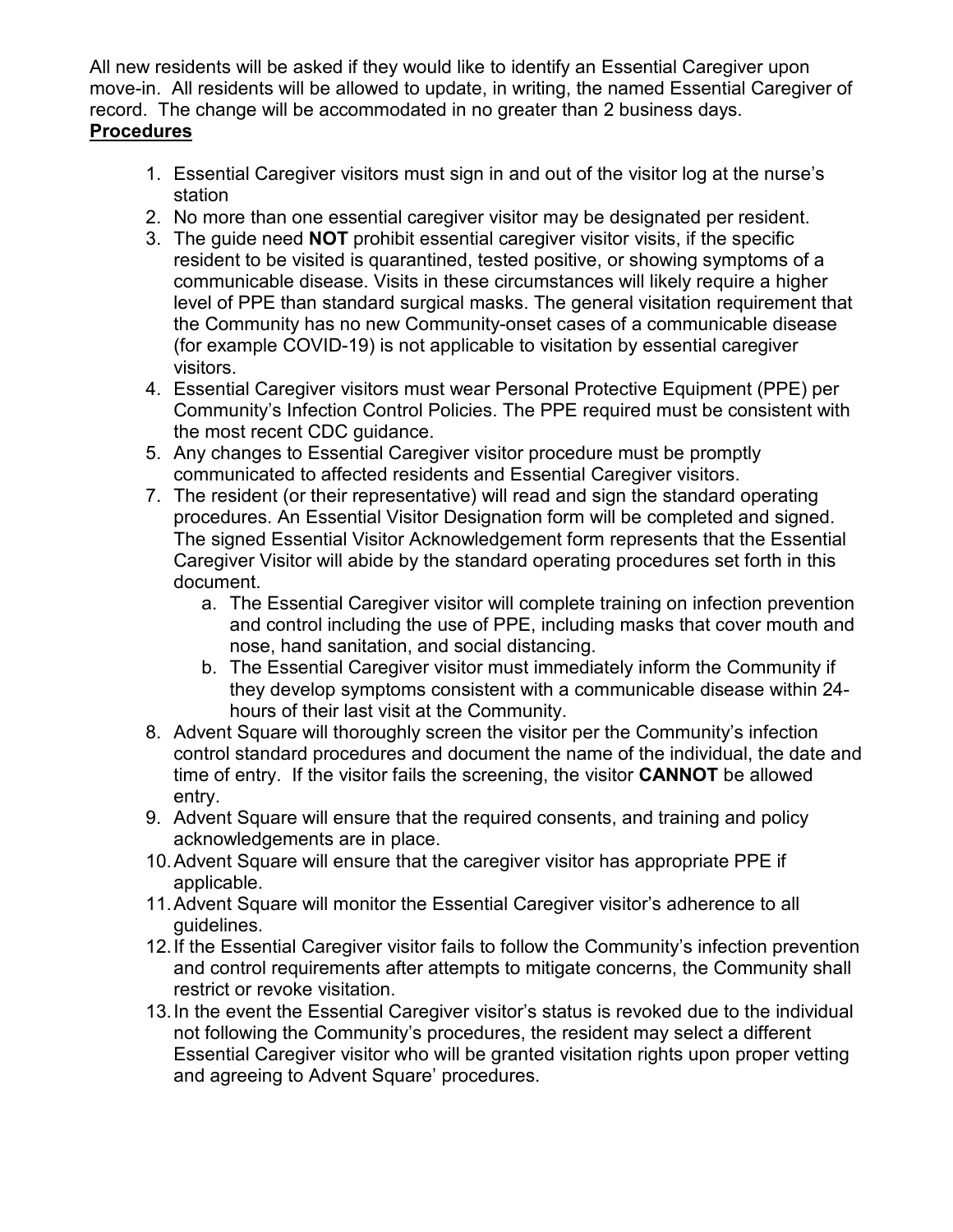All new residents will be asked if they would like to identify an Essential Caregiver upon move-in. All residents will be allowed to update, in writing, the named Essential Caregiver of record. The change will be accommodated in no greater than 2 business days.

**Procedures**

1. Essential Caregiver visitors must sign in and out of the visitor log at the nurse's station
2. No more than one essential caregiver visitor may be designated per resident.
3. The guide need **NOT** prohibit essential caregiver visitor visits, if the specific resident to be visited is quarantined, tested positive, or showing symptoms of a communicable disease. Visits in these circumstances will likely require a higher level of PPE than standard surgical masks. The general visitation requirement that the Community has no new Community-onset cases of a communicable disease (for example COVID-19) is not applicable to visitation by essential caregiver visitors.
4. Essential Caregiver visitors must wear Personal Protective Equipment (PPE) per Community's Infection Control Policies. The PPE required must be consistent with the most recent CDC guidance.
5. Any changes to Essential Caregiver visitor procedure must be promptly communicated to affected residents and Essential Caregiver visitors.
7. The resident (or their representative) will read and sign the standard operating procedures. An Essential Visitor Designation form will be completed and signed. The signed Essential Visitor Acknowledgement form represents that the Essential Caregiver Visitor will abide by the standard operating procedures set forth in this document.
   a. The Essential Caregiver visitor will complete training on infection prevention and control including the use of PPE, including masks that cover mouth and nose, hand sanitation, and social distancing.
   b. The Essential Caregiver visitor must immediately inform the Community if they develop symptoms consistent with a communicable disease within 24-hours of their last visit at the Community.
8. Advent Square will thoroughly screen the visitor per the Community's infection control standard procedures and document the name of the individual, the date and time of entry. If the visitor fails the screening, the visitor **CANNOT** be allowed entry.
9. Advent Square will ensure that the required consents, and training and policy acknowledgements are in place.
10. Advent Square will ensure that the caregiver visitor has appropriate PPE if applicable.
11. Advent Square will monitor the Essential Caregiver visitor's adherence to all guidelines.
12. If the Essential Caregiver visitor fails to follow the Community's infection prevention and control requirements after attempts to mitigate concerns, the Community shall restrict or revoke visitation.
13. In the event the Essential Caregiver visitor's status is revoked due to the individual not following the Community's procedures, the resident may select a different Essential Caregiver visitor who will be granted visitation rights upon proper vetting and agreeing to Advent Square' procedures.